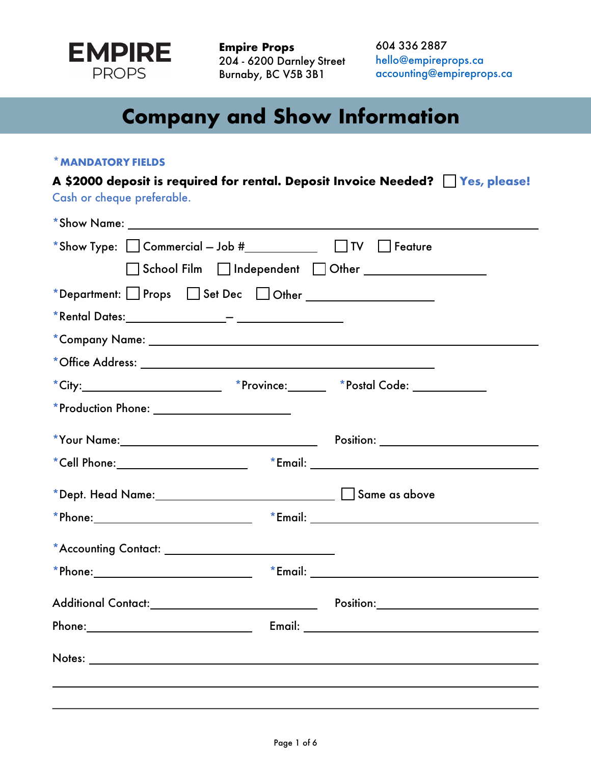**EMPIRE**
PROPS

**Empire Props**
204 - 6200 Darnley Street
Burnaby, BC V5B 3B1

604 336 2887
hello@empireprops.ca
accounting@empireprops.ca

# Company and Show Information

*MANDATORY FIELDS

**A $2000 deposit is required for rental. Deposit Invoice Needed?** ☐ **Yes, please!**

Cash or cheque preferable.

*Show Name: ______________________________

*Show Type: ☐ Commercial – Job #__________ ☐ TV ☐ Feature
☐ School Film ☐ Independent ☐ Other __________

*Department: ☐ Props ☐ Set Dec ☐ Other __________

*Rental Dates:__________ – __________

*Company Name: ______________________________

*Office Address: ______________________________

*City:__________ *Province:______ *Postal Code: __________

*Production Phone: __________

*Your Name:__________ Position: __________

*Cell Phone:__________ *Email: __________

*Dept. Head Name:__________ ☐ Same as above

*Phone:__________ *Email: __________

*Accounting Contact: __________

*Phone:__________ *Email: __________

Additional Contact:__________ Position:__________

Phone:__________ Email: __________

Notes: ______________________________

______________________________

______________________________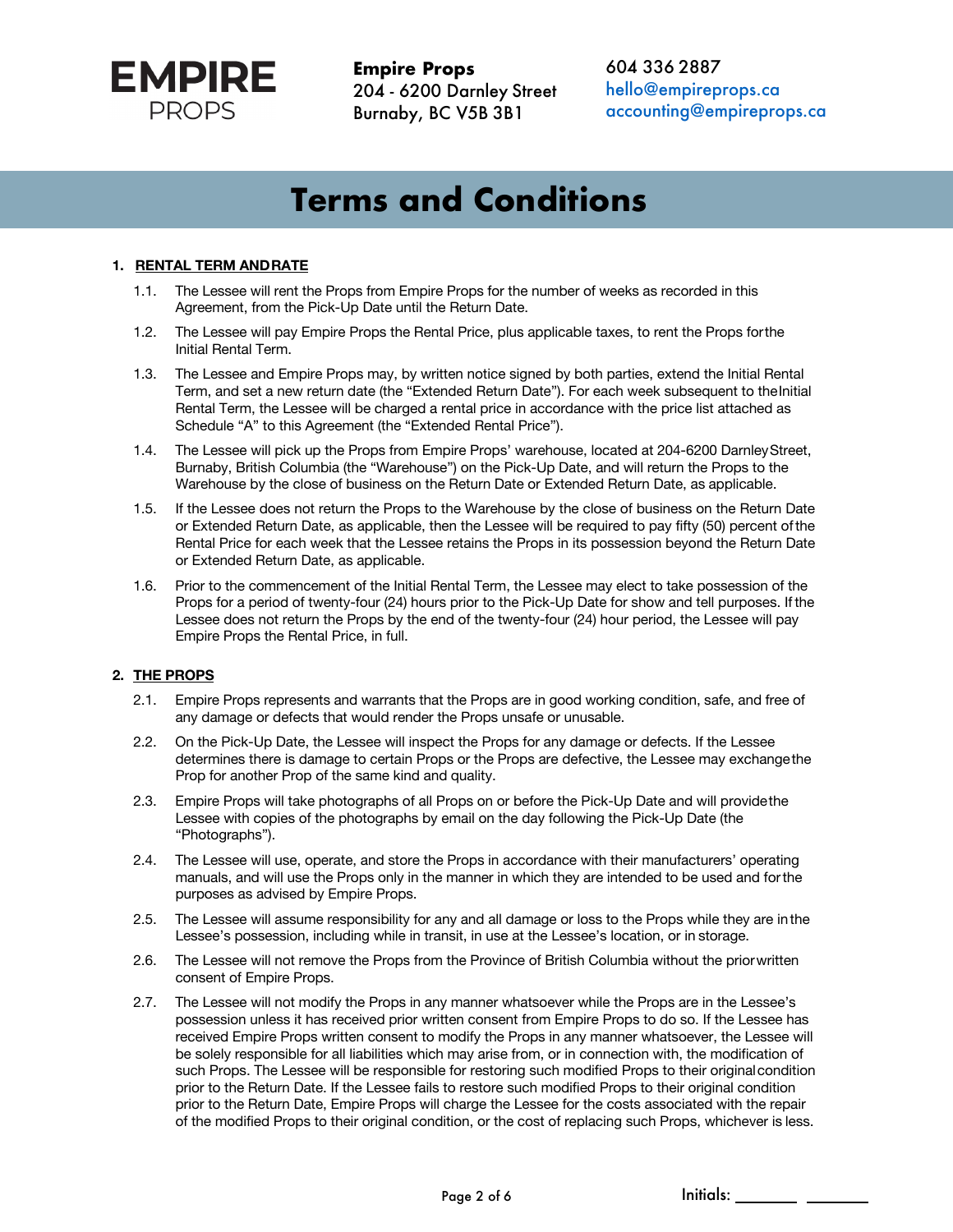**EMPIRE**
PROPS

**Empire Props**
204 - 6200 Darnley Street
Burnaby, BC V5B 3B1

604 336 2887
hello@empireprops.ca
accounting@empireprops.ca

# Terms and Conditions

## 1. RENTAL TERM AND RATE

1.1. The Lessee will rent the Props from Empire Props for the number of weeks as recorded in this Agreement, from the Pick-Up Date until the Return Date.

1.2. The Lessee will pay Empire Props the Rental Price, plus applicable taxes, to rent the Props for the Initial Rental Term.

1.3. The Lessee and Empire Props may, by written notice signed by both parties, extend the Initial Rental Term, and set a new return date (the "Extended Return Date"). For each week subsequent to the Initial Rental Term, the Lessee will be charged a rental price in accordance with the price list attached as Schedule "A" to this Agreement (the "Extended Rental Price").

1.4. The Lessee will pick up the Props from Empire Props' warehouse, located at 204-6200 Darnley Street, Burnaby, British Columbia (the "Warehouse") on the Pick-Up Date, and will return the Props to the Warehouse by the close of business on the Return Date or Extended Return Date, as applicable.

1.5. If the Lessee does not return the Props to the Warehouse by the close of business on the Return Date or Extended Return Date, as applicable, then the Lessee will be required to pay fifty (50) percent of the Rental Price for each week that the Lessee retains the Props in its possession beyond the Return Date or Extended Return Date, as applicable.

1.6. Prior to the commencement of the Initial Rental Term, the Lessee may elect to take possession of the Props for a period of twenty-four (24) hours prior to the Pick-Up Date for show and tell purposes. If the Lessee does not return the Props by the end of the twenty-four (24) hour period, the Lessee will pay Empire Props the Rental Price, in full.

## 2. THE PROPS

2.1. Empire Props represents and warrants that the Props are in good working condition, safe, and free of any damage or defects that would render the Props unsafe or unusable.

2.2. On the Pick-Up Date, the Lessee will inspect the Props for any damage or defects. If the Lessee determines there is damage to certain Props or the Props are defective, the Lessee may exchange the Prop for another Prop of the same kind and quality.

2.3. Empire Props will take photographs of all Props on or before the Pick-Up Date and will provide the Lessee with copies of the photographs by email on the day following the Pick-Up Date (the "Photographs").

2.4. The Lessee will use, operate, and store the Props in accordance with their manufacturers' operating manuals, and will use the Props only in the manner in which they are intended to be used and for the purposes as advised by Empire Props.

2.5. The Lessee will assume responsibility for any and all damage or loss to the Props while they are in the Lessee's possession, including while in transit, in use at the Lessee's location, or in storage.

2.6. The Lessee will not remove the Props from the Province of British Columbia without the prior written consent of Empire Props.

2.7. The Lessee will not modify the Props in any manner whatsoever while the Props are in the Lessee's possession unless it has received prior written consent from Empire Props to do so. If the Lessee has received Empire Props written consent to modify the Props in any manner whatsoever, the Lessee will be solely responsible for all liabilities which may arise from, or in connection with, the modification of such Props. The Lessee will be responsible for restoring such modified Props to their original condition prior to the Return Date. If the Lessee fails to restore such modified Props to their original condition prior to the Return Date, Empire Props will charge the Lessee for the costs associated with the repair of the modified Props to their original condition, or the cost of replacing such Props, whichever is less.

Initials: ________ ________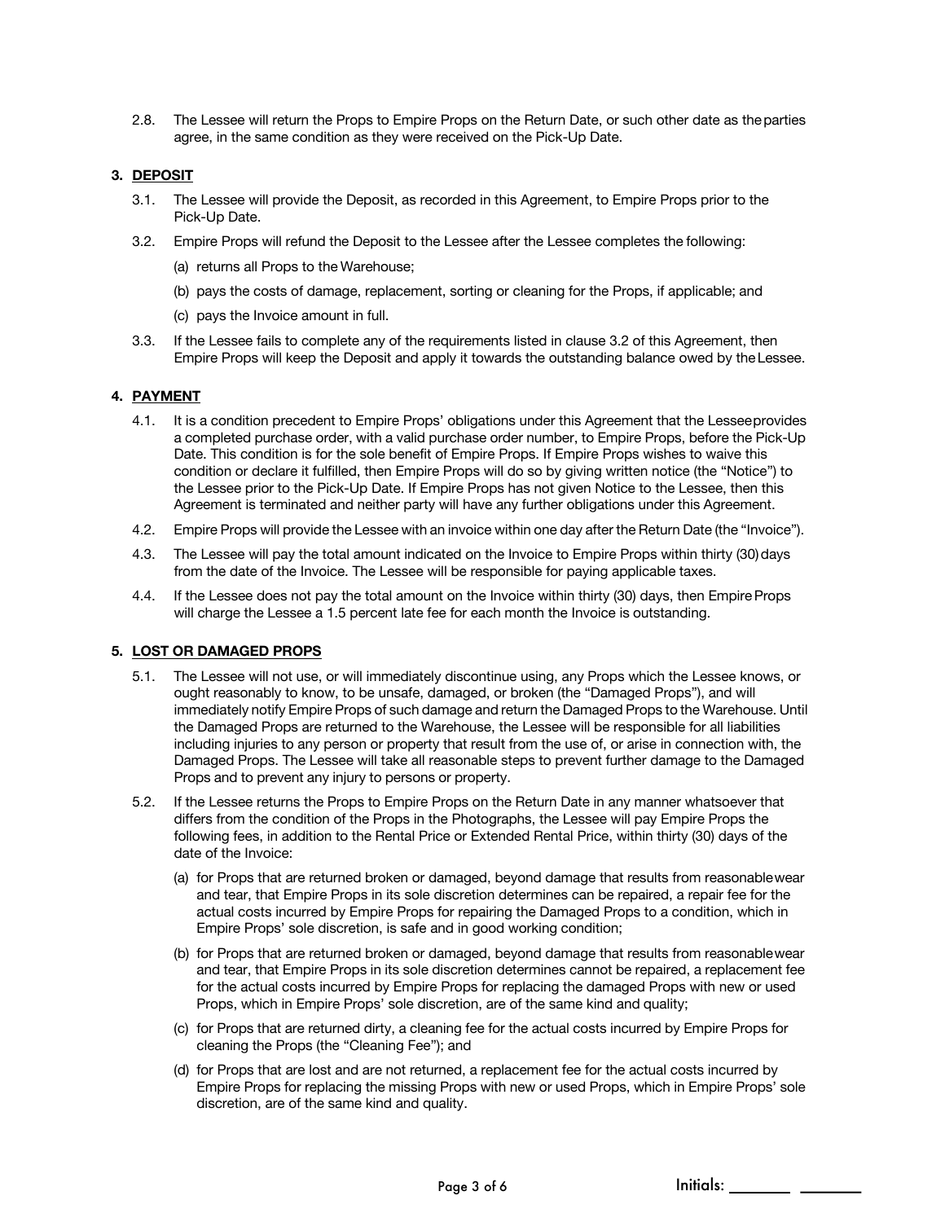2.8. The Lessee will return the Props to Empire Props on the Return Date, or such other date as the parties agree, in the same condition as they were received on the Pick-Up Date.

## 3. DEPOSIT

3.1. The Lessee will provide the Deposit, as recorded in this Agreement, to Empire Props prior to the Pick-Up Date.

3.2. Empire Props will refund the Deposit to the Lessee after the Lessee completes the following:

(a) returns all Props to the Warehouse;

(b) pays the costs of damage, replacement, sorting or cleaning for the Props, if applicable; and

(c) pays the Invoice amount in full.

3.3. If the Lessee fails to complete any of the requirements listed in clause 3.2 of this Agreement, then Empire Props will keep the Deposit and apply it towards the outstanding balance owed by the Lessee.

## 4. PAYMENT

4.1. It is a condition precedent to Empire Props' obligations under this Agreement that the Lessee provides a completed purchase order, with a valid purchase order number, to Empire Props, before the Pick-Up Date. This condition is for the sole benefit of Empire Props. If Empire Props wishes to waive this condition or declare it fulfilled, then Empire Props will do so by giving written notice (the "Notice") to the Lessee prior to the Pick-Up Date. If Empire Props has not given Notice to the Lessee, then this Agreement is terminated and neither party will have any further obligations under this Agreement.

4.2. Empire Props will provide the Lessee with an invoice within one day after the Return Date (the "Invoice").

4.3. The Lessee will pay the total amount indicated on the Invoice to Empire Props within thirty (30) days from the date of the Invoice. The Lessee will be responsible for paying applicable taxes.

4.4. If the Lessee does not pay the total amount on the Invoice within thirty (30) days, then Empire Props will charge the Lessee a 1.5 percent late fee for each month the Invoice is outstanding.

## 5. LOST OR DAMAGED PROPS

5.1. The Lessee will not use, or will immediately discontinue using, any Props which the Lessee knows, or ought reasonably to know, to be unsafe, damaged, or broken (the "Damaged Props"), and will immediately notify Empire Props of such damage and return the Damaged Props to the Warehouse. Until the Damaged Props are returned to the Warehouse, the Lessee will be responsible for all liabilities including injuries to any person or property that result from the use of, or arise in connection with, the Damaged Props. The Lessee will take all reasonable steps to prevent further damage to the Damaged Props and to prevent any injury to persons or property.

5.2. If the Lessee returns the Props to Empire Props on the Return Date in any manner whatsoever that differs from the condition of the Props in the Photographs, the Lessee will pay Empire Props the following fees, in addition to the Rental Price or Extended Rental Price, within thirty (30) days of the date of the Invoice:

(a) for Props that are returned broken or damaged, beyond damage that results from reasonable wear and tear, that Empire Props in its sole discretion determines can be repaired, a repair fee for the actual costs incurred by Empire Props for repairing the Damaged Props to a condition, which in Empire Props' sole discretion, is safe and in good working condition;

(b) for Props that are returned broken or damaged, beyond damage that results from reasonable wear and tear, that Empire Props in its sole discretion determines cannot be repaired, a replacement fee for the actual costs incurred by Empire Props for replacing the damaged Props with new or used Props, which in Empire Props' sole discretion, are of the same kind and quality;

(c) for Props that are returned dirty, a cleaning fee for the actual costs incurred by Empire Props for cleaning the Props (the "Cleaning Fee"); and

(d) for Props that are lost and are not returned, a replacement fee for the actual costs incurred by Empire Props for replacing the missing Props with new or used Props, which in Empire Props' sole discretion, are of the same kind and quality.

Initials: _______ _______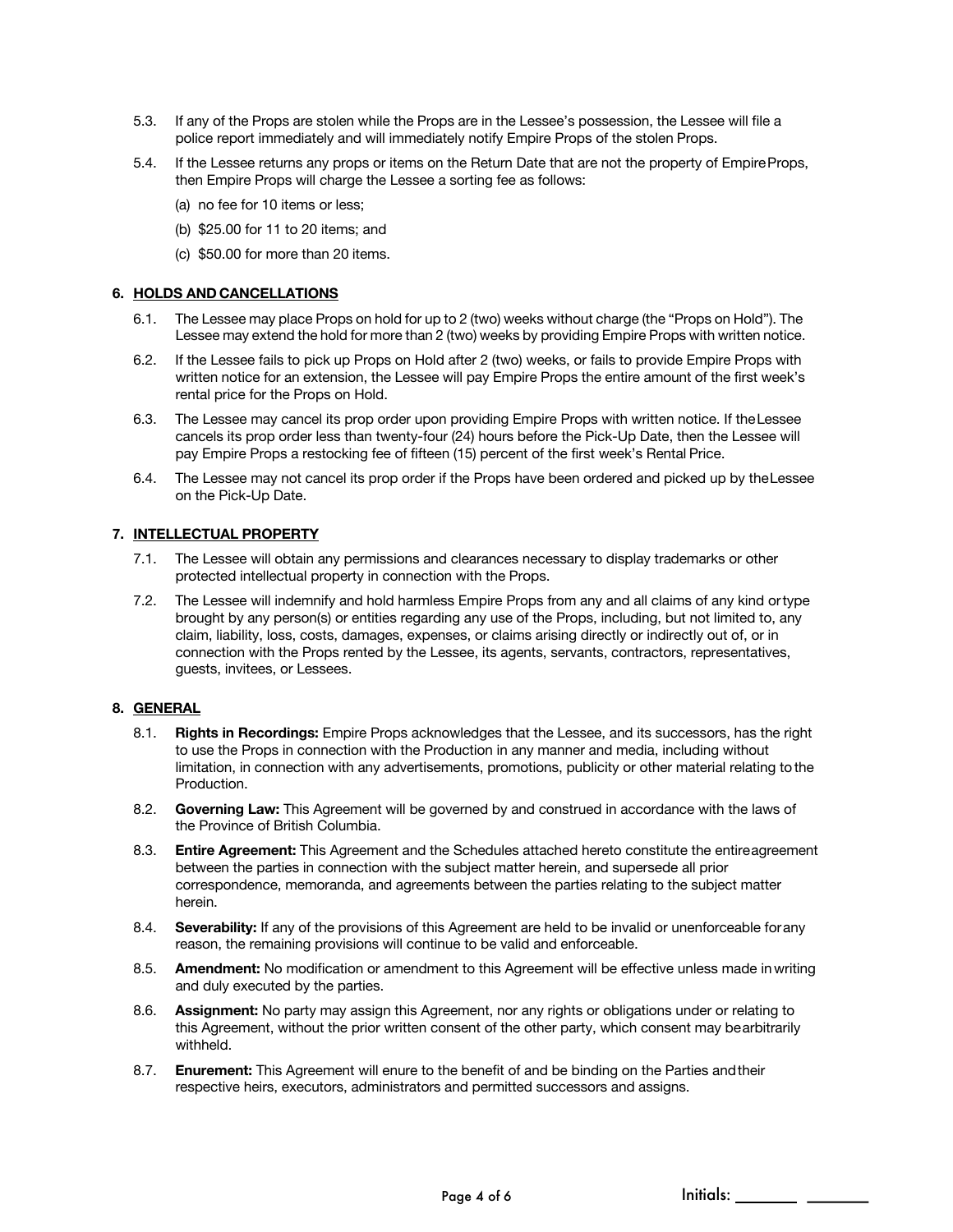5.3. If any of the Props are stolen while the Props are in the Lessee's possession, the Lessee will file a police report immediately and will immediately notify Empire Props of the stolen Props.

5.4. If the Lessee returns any props or items on the Return Date that are not the property of Empire Props, then Empire Props will charge the Lessee a sorting fee as follows:

(a) no fee for 10 items or less;

(b) $25.00 for 11 to 20 items; and

(c) $50.00 for more than 20 items.

## 6. HOLDS AND CANCELLATIONS

6.1. The Lessee may place Props on hold for up to 2 (two) weeks without charge (the "Props on Hold"). The Lessee may extend the hold for more than 2 (two) weeks by providing Empire Props with written notice.

6.2. If the Lessee fails to pick up Props on Hold after 2 (two) weeks, or fails to provide Empire Props with written notice for an extension, the Lessee will pay Empire Props the entire amount of the first week's rental price for the Props on Hold.

6.3. The Lessee may cancel its prop order upon providing Empire Props with written notice. If the Lessee cancels its prop order less than twenty-four (24) hours before the Pick-Up Date, then the Lessee will pay Empire Props a restocking fee of fifteen (15) percent of the first week's Rental Price.

6.4. The Lessee may not cancel its prop order if the Props have been ordered and picked up by the Lessee on the Pick-Up Date.

## 7. INTELLECTUAL PROPERTY

7.1. The Lessee will obtain any permissions and clearances necessary to display trademarks or other protected intellectual property in connection with the Props.

7.2. The Lessee will indemnify and hold harmless Empire Props from any and all claims of any kind or type brought by any person(s) or entities regarding any use of the Props, including, but not limited to, any claim, liability, loss, costs, damages, expenses, or claims arising directly or indirectly out of, or in connection with the Props rented by the Lessee, its agents, servants, contractors, representatives, guests, invitees, or Lessees.

## 8. GENERAL

8.1. **Rights in Recordings:** Empire Props acknowledges that the Lessee, and its successors, has the right to use the Props in connection with the Production in any manner and media, including without limitation, in connection with any advertisements, promotions, publicity or other material relating to the Production.

8.2. **Governing Law:** This Agreement will be governed by and construed in accordance with the laws of the Province of British Columbia.

8.3. **Entire Agreement:** This Agreement and the Schedules attached hereto constitute the entire agreement between the parties in connection with the subject matter herein, and supersede all prior correspondence, memoranda, and agreements between the parties relating to the subject matter herein.

8.4. **Severability:** If any of the provisions of this Agreement are held to be invalid or unenforceable for any reason, the remaining provisions will continue to be valid and enforceable.

8.5. **Amendment:** No modification or amendment to this Agreement will be effective unless made in writing and duly executed by the parties.

8.6. **Assignment:** No party may assign this Agreement, nor any rights or obligations under or relating to this Agreement, without the prior written consent of the other party, which consent may be arbitrarily withheld.

8.7. **Enurement:** This Agreement will enure to the benefit of and be binding on the Parties and their respective heirs, executors, administrators and permitted successors and assigns.

Initials: _______ _______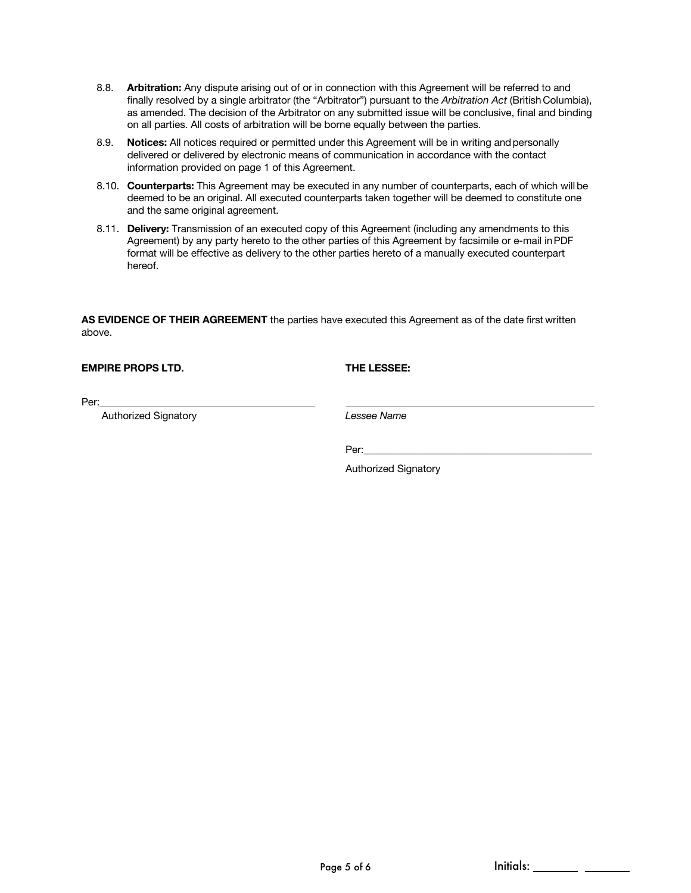8.8. **Arbitration:** Any dispute arising out of or in connection with this Agreement will be referred to and finally resolved by a single arbitrator (the "Arbitrator") pursuant to the *Arbitration Act* (British Columbia), as amended. The decision of the Arbitrator on any submitted issue will be conclusive, final and binding on all parties. All costs of arbitration will be borne equally between the parties.

8.9. **Notices:** All notices required or permitted under this Agreement will be in writing and personally delivered or delivered by electronic means of communication in accordance with the contact information provided on page 1 of this Agreement.

8.10. **Counterparts:** This Agreement may be executed in any number of counterparts, each of which will be deemed to be an original. All executed counterparts taken together will be deemed to constitute one and the same original agreement.

8.11. **Delivery:** Transmission of an executed copy of this Agreement (including any amendments to this Agreement) by any party hereto to the other parties of this Agreement by facsimile or e-mail in PDF format will be effective as delivery to the other parties hereto of a manually executed counterpart hereof.

**AS EVIDENCE OF THEIR AGREEMENT** the parties have executed this Agreement as of the date first written above.

**EMPIRE PROPS LTD.**

Per:______________________________

Authorized Signatory

**THE LESSEE:**

______________________________

*Lessee Name*

Per:______________________________

Authorized Signatory

Initials: ________ ________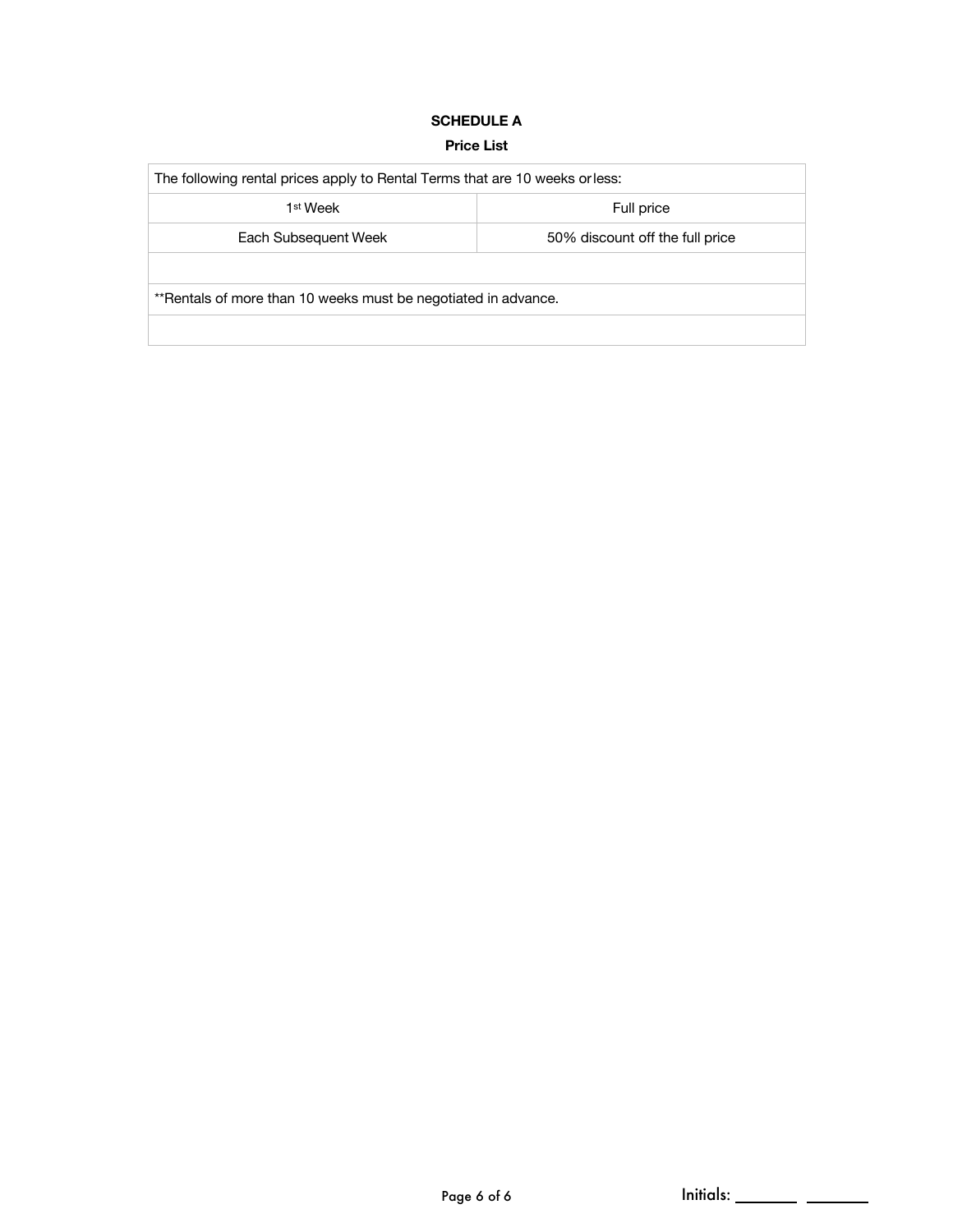**SCHEDULE A**

**Price List**

| | |
|---|---|
| The following rental prices apply to Rental Terms that are 10 weeks or less: | |
| 1st Week | Full price |
| Each Subsequent Week | 50% discount off the full price |
| | |
| **Rentals of more than 10 weeks must be negotiated in advance. | |
| | |

Initials: ________ ________